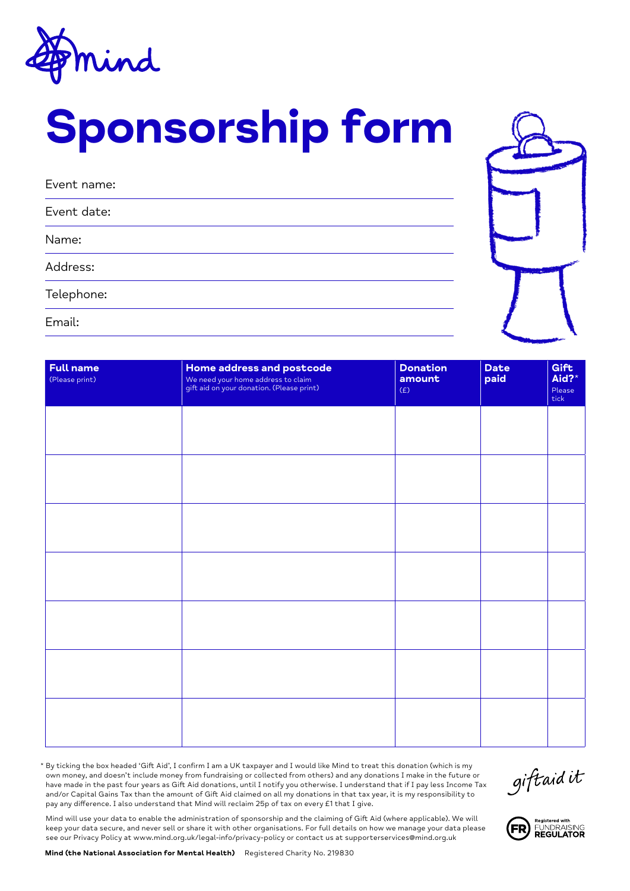mind

# Sponsorship form

Event name:

Event date:

Name:

Address:

Telephone:

Email:

| **Full name** (Please print) | **Home address and postcode** We need your home address to claim gift aid on your donation. (Please print) | **Donation amount** (£) | **Date paid** | **Gift Aid?*** Please tick |
|---|---|---|---|---|
| | | | | |
| | | | | |
| | | | | |
| | | | | |
| | | | | |
| | | | | |
| | | | | |

* By ticking the box headed 'Gift Aid', I confirm I am a UK taxpayer and I would like Mind to treat this donation (which is my own money, and doesn't include money from fundraising or collected from others) and any donations I make in the future or have made in the past four years as Gift Aid donations, until I notify you otherwise. I understand that if I pay less Income Tax and/or Capital Gains Tax than the amount of Gift Aid claimed on all my donations in that tax year, it is my responsibility to pay any difference. I also understand that Mind will reclaim 25p of tax on every £1 that I give.

Mind will use your data to enable the administration of sponsorship and the claiming of Gift Aid (where applicable). We will keep your data secure, and never sell or share it with other organisations. For full details on how we manage your data please see our Privacy Policy at www.mind.org.uk/legal-info/privacy-policy or contact us at supporterservices@mind.org.uk

giftaid it

Registered with FUNDRAISING REGULATOR

**Mind (the National Association for Mental Health)** Registered Charity No. 219830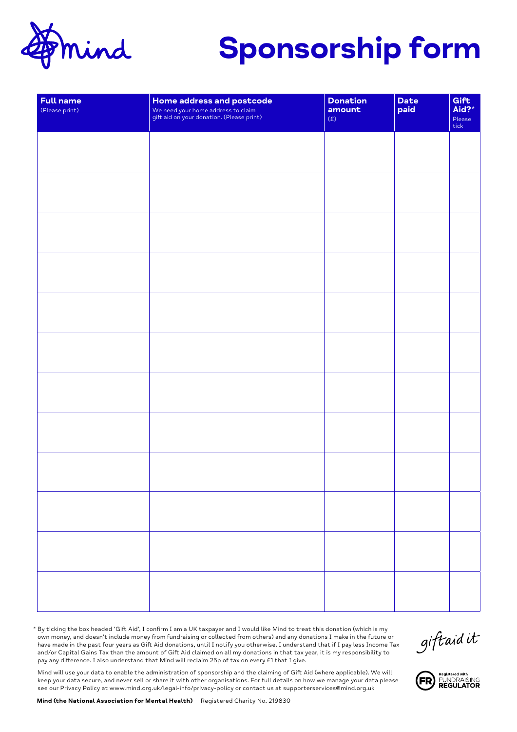mind

# Sponsorship form

| **Full name** (Please print) | **Home address and postcode** We need your home address to claim gift aid on your donation. (Please print) | **Donation amount** (£) | **Date paid** | **Gift Aid?*** Please tick |
|---|---|---|---|---|
| | | | | |
| | | | | |
| | | | | |
| | | | | |
| | | | | |
| | | | | |
| | | | | |
| | | | | |
| | | | | |
| | | | | |
| | | | | |
| | | | | |

* By ticking the box headed 'Gift Aid', I confirm I am a UK taxpayer and I would like Mind to treat this donation (which is my own money, and doesn't include money from fundraising or collected from others) and any donations I make in the future or have made in the past four years as Gift Aid donations, until I notify you otherwise. I understand that if I pay less Income Tax and/or Capital Gains Tax than the amount of Gift Aid claimed on all my donations in that tax year, it is my responsibility to pay any difference. I also understand that Mind will reclaim 25p of tax on every £1 that I give.

Mind will use your data to enable the administration of sponsorship and the claiming of Gift Aid (where applicable). We will keep your data secure, and never sell or share it with other organisations. For full details on how we manage your data please see our Privacy Policy at www.mind.org.uk/legal-info/privacy-policy or contact us at supporterservices@mind.org.uk

giftaid it

Registered with FUNDRAISING REGULATOR

**Mind (the National Association for Mental Health)** Registered Charity No. 219830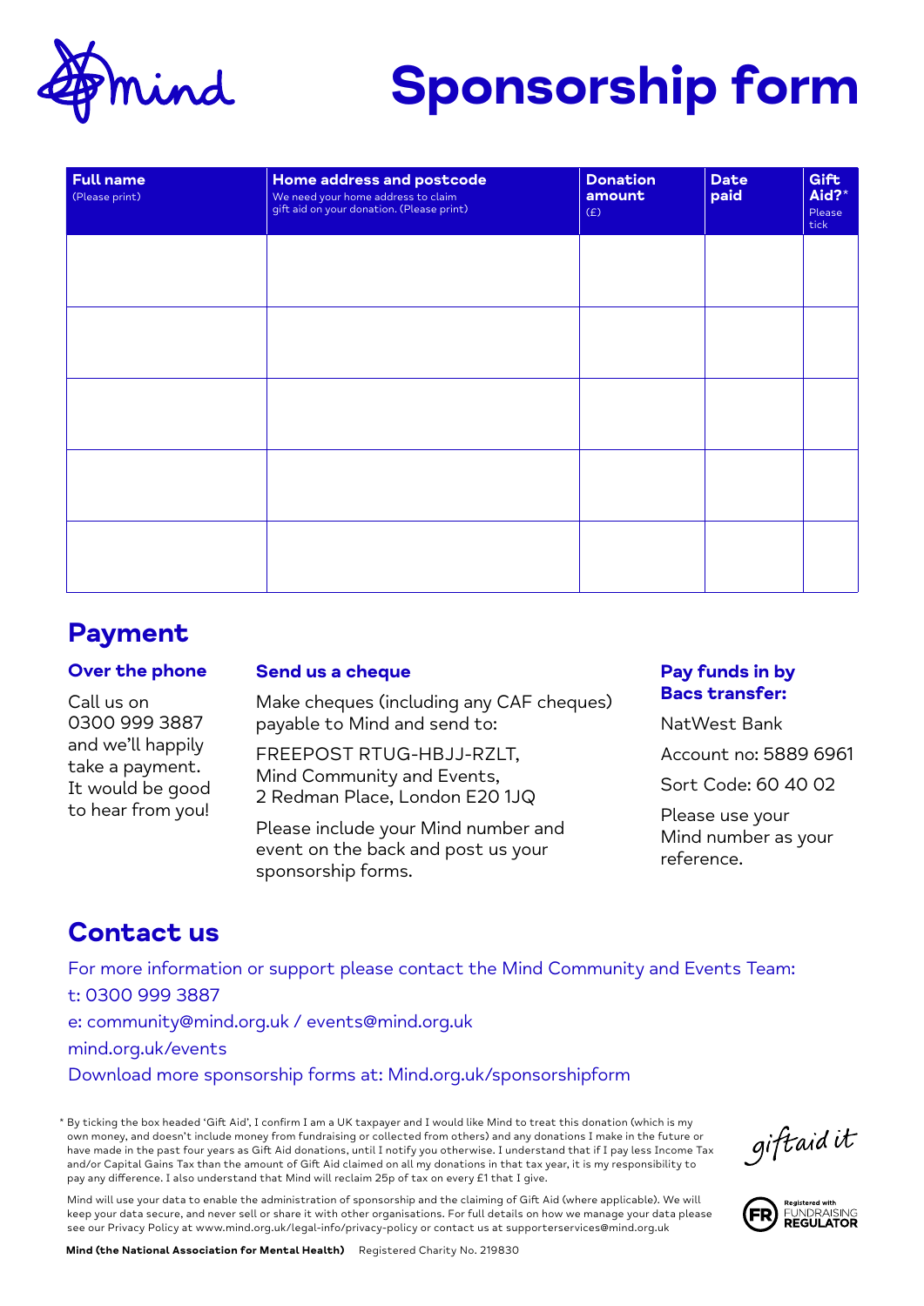mind

# Sponsorship form

| Full name (Please print) | Home address and postcode We need your home address to claim gift aid on your donation. (Please print) | Donation amount (£) | Date paid | Gift Aid?* Please tick |
|---|---|---|---|---|
| | | | | |
| | | | | |
| | | | | |
| | | | | |
| | | | | |

## Payment

### Over the phone

Call us on 0300 999 3887 and we'll happily take a payment. It would be good to hear from you!

### Send us a cheque

Make cheques (including any CAF cheques) payable to Mind and send to:

FREEPOST RTUG-HBJJ-RZLT,
Mind Community and Events,
2 Redman Place, London E20 1JQ

Please include your Mind number and event on the back and post us your sponsorship forms.

### Pay funds in by Bacs transfer:

NatWest Bank

Account no: 5889 6961

Sort Code: 60 40 02

Please use your Mind number as your reference.

## Contact us

For more information or support please contact the Mind Community and Events Team:

t: 0300 999 3887

e: community@mind.org.uk / events@mind.org.uk

mind.org.uk/events

Download more sponsorship forms at: Mind.org.uk/sponsorshipform

* By ticking the box headed 'Gift Aid', I confirm I am a UK taxpayer and I would like Mind to treat this donation (which is my own money, and doesn't include money from fundraising or collected from others) and any donations I make in the future or have made in the past four years as Gift Aid donations, until I notify you otherwise. I understand that if I pay less Income Tax and/or Capital Gains Tax than the amount of Gift Aid claimed on all my donations in that tax year, it is my responsibility to pay any difference. I also understand that Mind will reclaim 25p of tax on every £1 that I give.

Mind will use your data to enable the administration of sponsorship and the claiming of Gift Aid (where applicable). We will keep your data secure, and never sell or share it with other organisations. For full details on how we manage your data please see our Privacy Policy at www.mind.org.uk/legal-info/privacy-policy or contact us at supporterservices@mind.org.uk

giftaid it

Registered with FUNDRAISING REGULATOR

**Mind (the National Association for Mental Health)** Registered Charity No. 219830